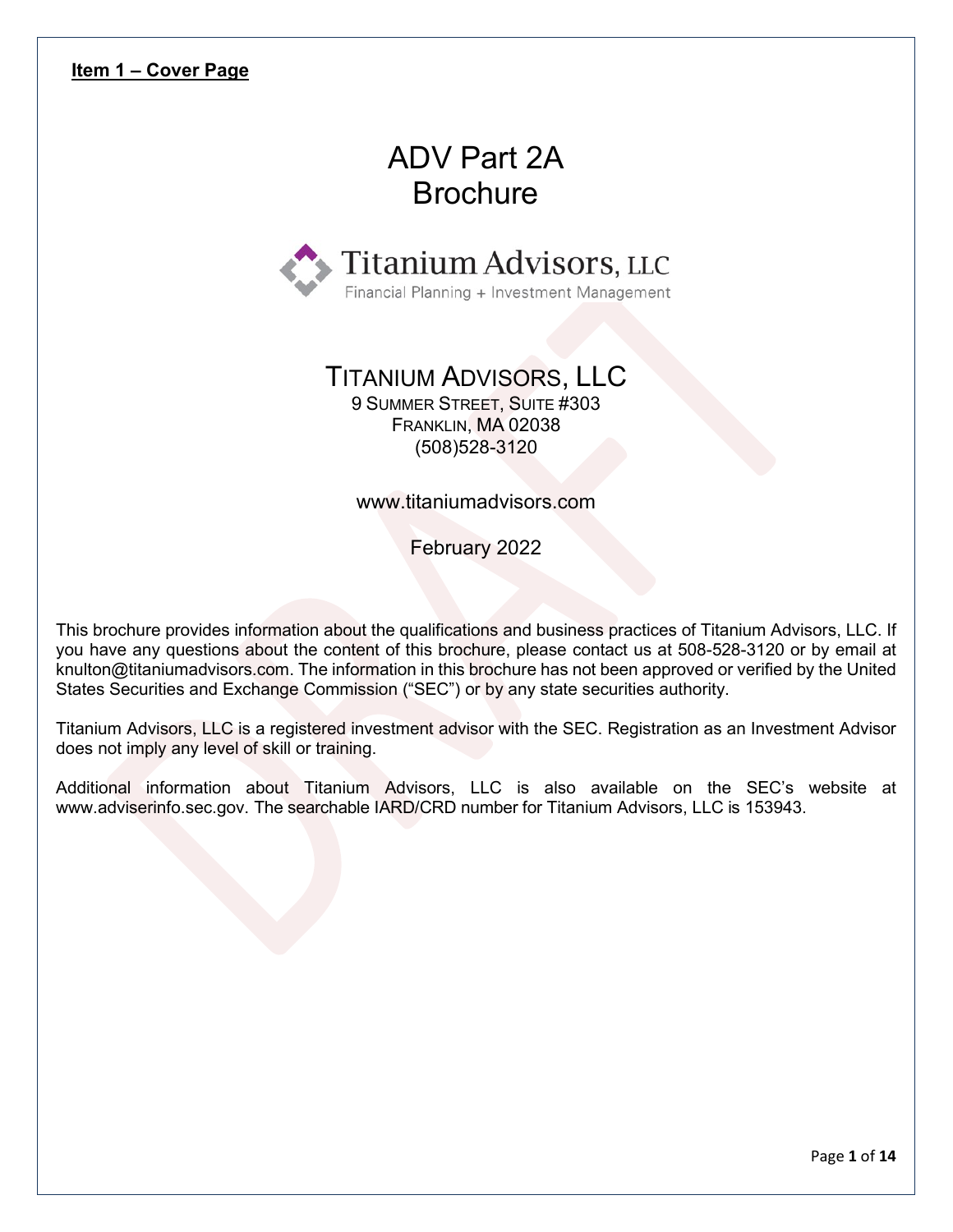**Item 1 – Cover Page**

# ADV Part 2A
# Brochure

Titanium Advisors, LLC
Financial Planning + Investment Management

## TITANIUM ADVISORS, LLC

9 SUMMER STREET, SUITE #303
FRANKLIN, MA 02038
(508)528-3120

www.titaniumadvisors.com

February 2022

This brochure provides information about the qualifications and business practices of Titanium Advisors, LLC. If you have any questions about the content of this brochure, please contact us at 508-528-3120 or by email at knulton@titaniumadvisors.com. The information in this brochure has not been approved or verified by the United States Securities and Exchange Commission ("SEC") or by any state securities authority.

Titanium Advisors, LLC is a registered investment advisor with the SEC. Registration as an Investment Advisor does not imply any level of skill or training.

Additional information about Titanium Advisors, LLC is also available on the SEC's website at www.adviserinfo.sec.gov. The searchable IARD/CRD number for Titanium Advisors, LLC is 153943.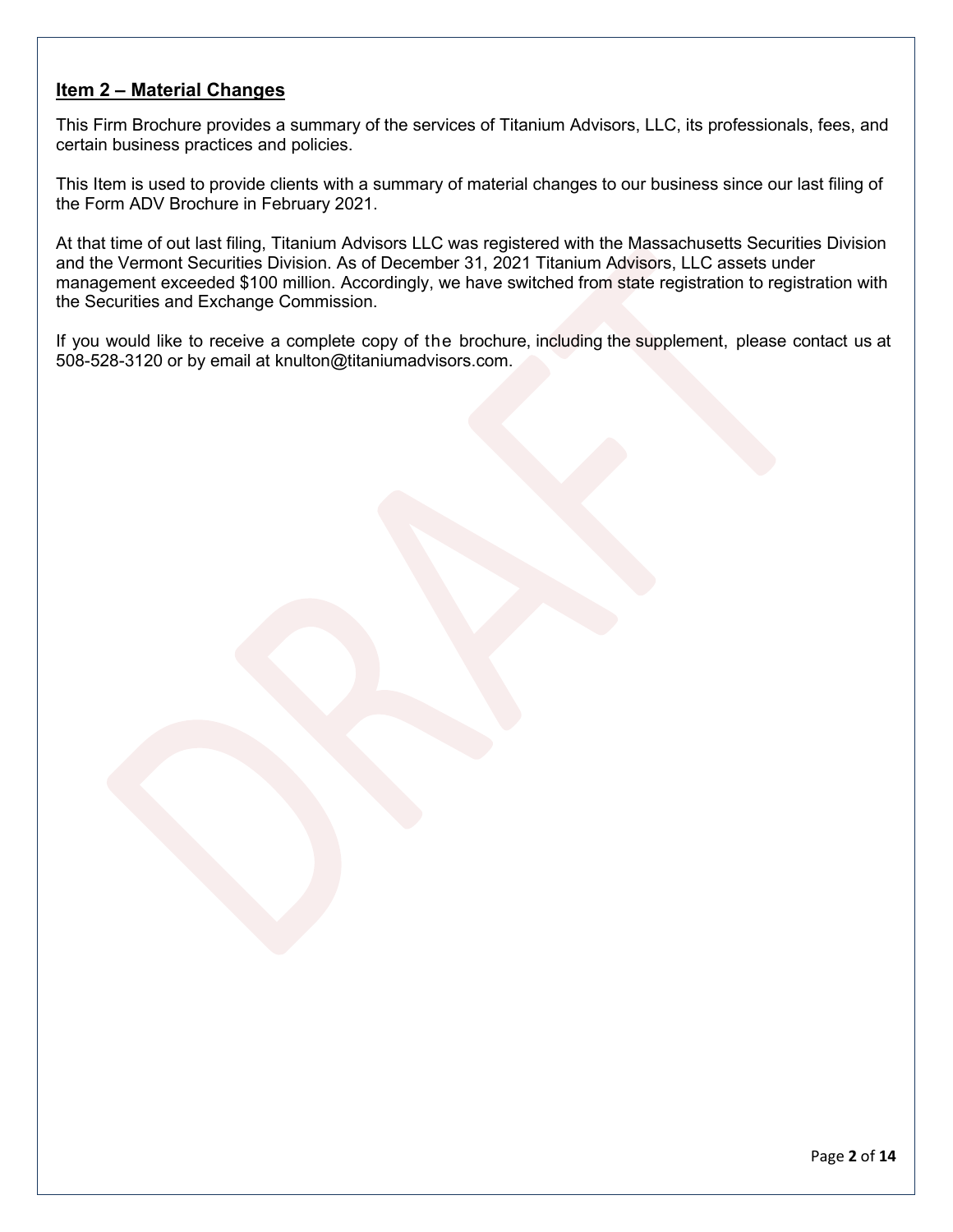## Item 2 – Material Changes

This Firm Brochure provides a summary of the services of Titanium Advisors, LLC, its professionals, fees, and certain business practices and policies.

This Item is used to provide clients with a summary of material changes to our business since our last filing of the Form ADV Brochure in February 2021.

At that time of out last filing, Titanium Advisors LLC was registered with the Massachusetts Securities Division and the Vermont Securities Division. As of December 31, 2021 Titanium Advisors, LLC assets under management exceeded $100 million. Accordingly, we have switched from state registration to registration with the Securities and Exchange Commission.

If you would like to receive a complete copy of the brochure, including the supplement, please contact us at 508-528-3120 or by email at knulton@titaniumadvisors.com.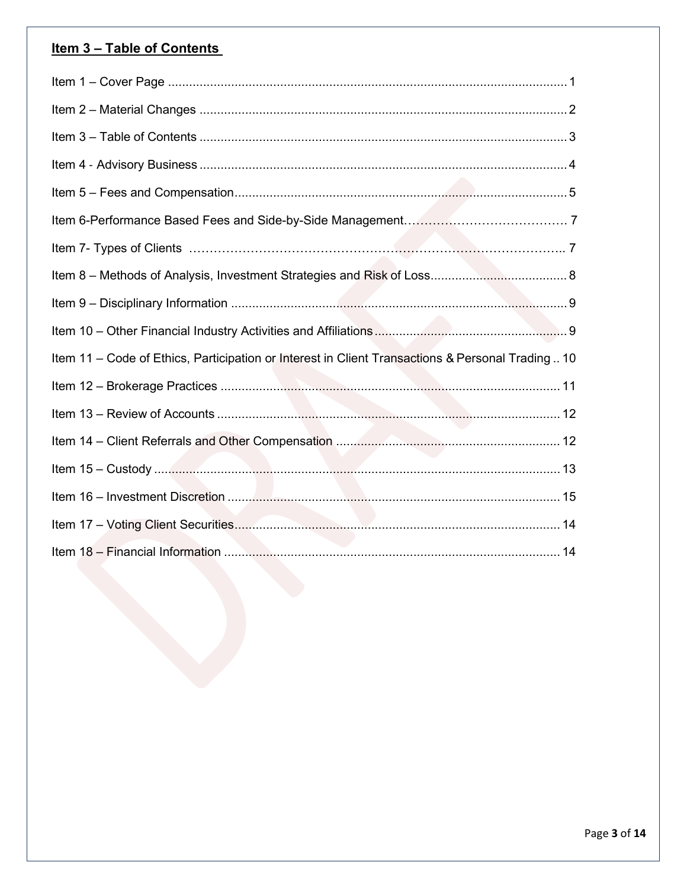## Item 3 – Table of Contents

Item 1 – Cover Page ........................................................................................................ 1

Item 2 – Material Changes ............................................................................................... 2

Item 3 – Table of Contents ............................................................................................... 3

Item 4 - Advisory Business ............................................................................................... 4

Item 5 – Fees and Compensation...................................................................................... 5

Item 6-Performance Based Fees and Side-by-Side Management…………………………………… 7

Item 7- Types of Clients ………………………………………………………………………………….. 7

Item 8 – Methods of Analysis, Investment Strategies and Risk of Loss....................................... 8

Item 9 – Disciplinary Information ....................................................................................... 9

Item 10 – Other Financial Industry Activities and Affiliations ....................................................... 9

Item 11 – Code of Ethics, Participation or Interest in Client Transactions & Personal Trading .. 10

Item 12 – Brokerage Practices ........................................................................................ 11

Item 13 – Review of Accounts ......................................................................................... 12

Item 14 – Client Referrals and Other Compensation ................................................................ 12

Item 15 – Custody .......................................................................................................... 13

Item 16 – Investment Discretion ...................................................................................... 15

Item 17 – Voting Client Securities.................................................................................... 14

Item 18 – Financial Information ....................................................................................... 14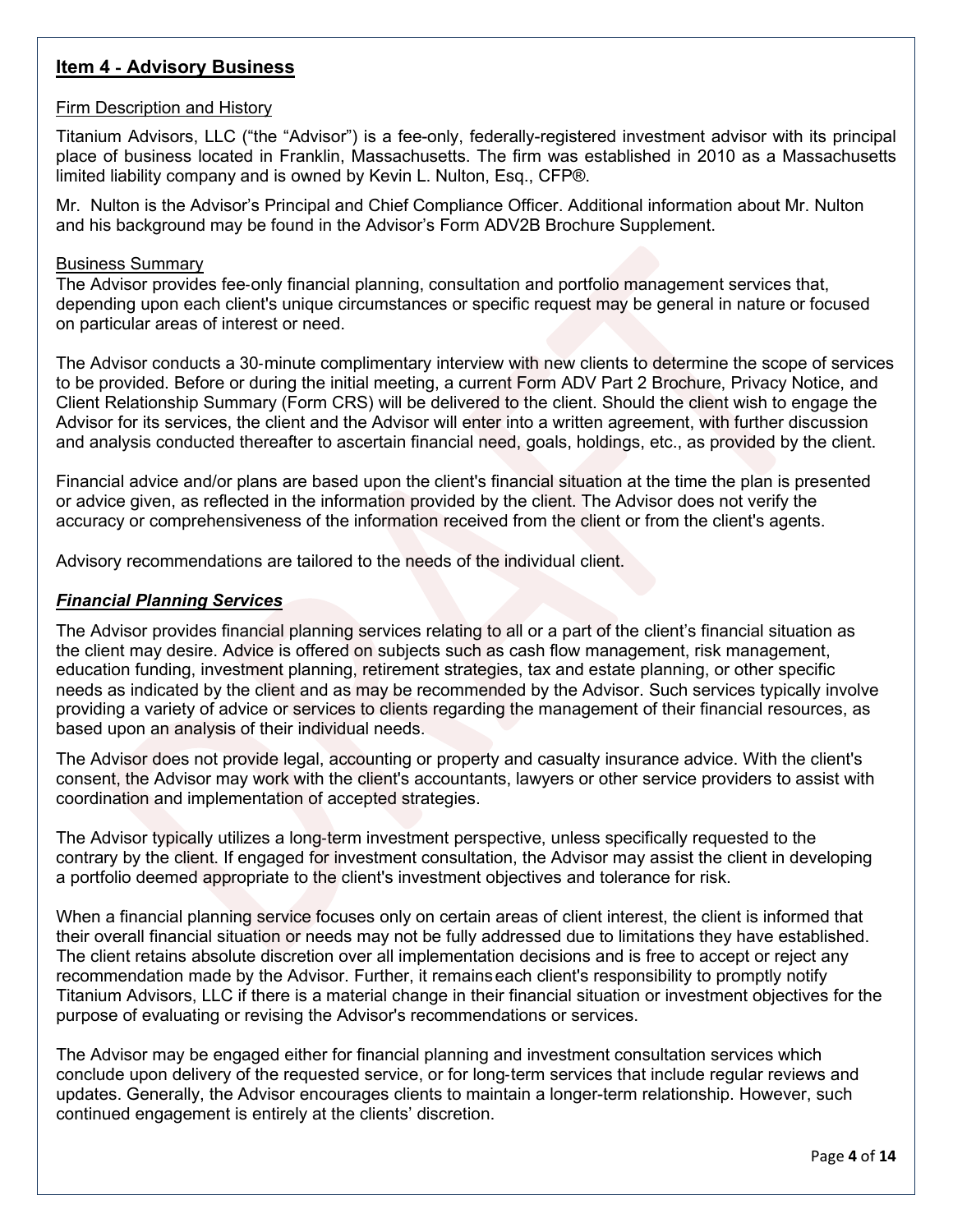## Item 4 - Advisory Business

Firm Description and History

Titanium Advisors, LLC ("the "Advisor") is a fee-only, federally-registered investment advisor with its principal place of business located in Franklin, Massachusetts. The firm was established in 2010 as a Massachusetts limited liability company and is owned by Kevin L. Nulton, Esq., CFP®.

Mr. Nulton is the Advisor's Principal and Chief Compliance Officer. Additional information about Mr. Nulton and his background may be found in the Advisor's Form ADV2B Brochure Supplement.

Business Summary

The Advisor provides fee-only financial planning, consultation and portfolio management services that, depending upon each client's unique circumstances or specific request may be general in nature or focused on particular areas of interest or need.

The Advisor conducts a 30-minute complimentary interview with new clients to determine the scope of services to be provided. Before or during the initial meeting, a current Form ADV Part 2 Brochure, Privacy Notice, and Client Relationship Summary (Form CRS) will be delivered to the client. Should the client wish to engage the Advisor for its services, the client and the Advisor will enter into a written agreement, with further discussion and analysis conducted thereafter to ascertain financial need, goals, holdings, etc., as provided by the client.

Financial advice and/or plans are based upon the client's financial situation at the time the plan is presented or advice given, as reflected in the information provided by the client. The Advisor does not verify the accuracy or comprehensiveness of the information received from the client or from the client's agents.

Advisory recommendations are tailored to the needs of the individual client.

### ***Financial Planning Services***

The Advisor provides financial planning services relating to all or a part of the client's financial situation as the client may desire. Advice is offered on subjects such as cash flow management, risk management, education funding, investment planning, retirement strategies, tax and estate planning, or other specific needs as indicated by the client and as may be recommended by the Advisor. Such services typically involve providing a variety of advice or services to clients regarding the management of their financial resources, as based upon an analysis of their individual needs.

The Advisor does not provide legal, accounting or property and casualty insurance advice. With the client's consent, the Advisor may work with the client's accountants, lawyers or other service providers to assist with coordination and implementation of accepted strategies.

The Advisor typically utilizes a long-term investment perspective, unless specifically requested to the contrary by the client. If engaged for investment consultation, the Advisor may assist the client in developing a portfolio deemed appropriate to the client's investment objectives and tolerance for risk.

When a financial planning service focuses only on certain areas of client interest, the client is informed that their overall financial situation or needs may not be fully addressed due to limitations they have established. The client retains absolute discretion over all implementation decisions and is free to accept or reject any recommendation made by the Advisor. Further, it remains each client's responsibility to promptly notify Titanium Advisors, LLC if there is a material change in their financial situation or investment objectives for the purpose of evaluating or revising the Advisor's recommendations or services.

The Advisor may be engaged either for financial planning and investment consultation services which conclude upon delivery of the requested service, or for long-term services that include regular reviews and updates. Generally, the Advisor encourages clients to maintain a longer-term relationship. However, such continued engagement is entirely at the clients' discretion.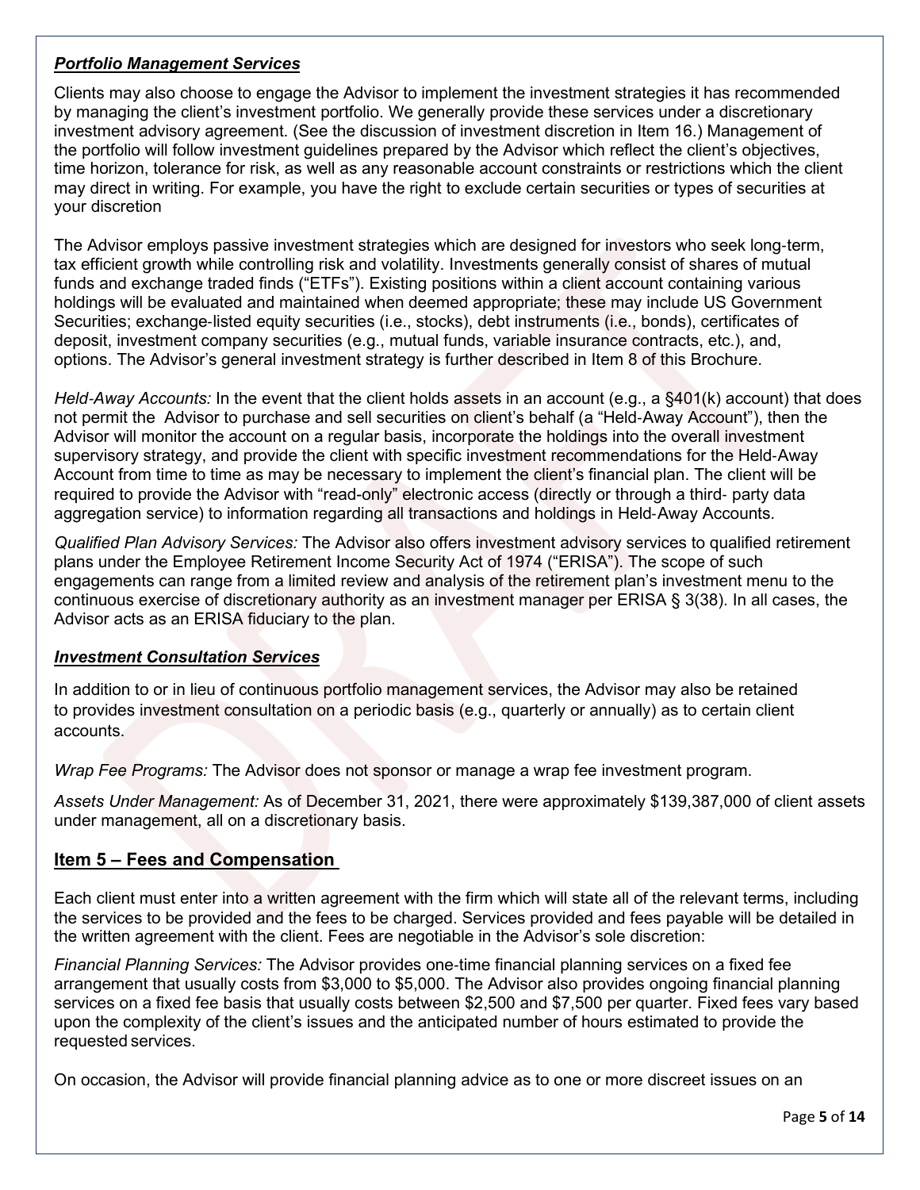***Portfolio Management Services***

Clients may also choose to engage the Advisor to implement the investment strategies it has recommended by managing the client's investment portfolio. We generally provide these services under a discretionary investment advisory agreement. (See the discussion of investment discretion in Item 16.) Management of the portfolio will follow investment guidelines prepared by the Advisor which reflect the client's objectives, time horizon, tolerance for risk, as well as any reasonable account constraints or restrictions which the client may direct in writing. For example, you have the right to exclude certain securities or types of securities at your discretion

The Advisor employs passive investment strategies which are designed for investors who seek long-term, tax efficient growth while controlling risk and volatility. Investments generally consist of shares of mutual funds and exchange traded finds ("ETFs"). Existing positions within a client account containing various holdings will be evaluated and maintained when deemed appropriate; these may include US Government Securities; exchange-listed equity securities (i.e., stocks), debt instruments (i.e., bonds), certificates of deposit, investment company securities (e.g., mutual funds, variable insurance contracts, etc.), and, options. The Advisor's general investment strategy is further described in Item 8 of this Brochure.

*Held-Away Accounts:* In the event that the client holds assets in an account (e.g., a §401(k) account) that does not permit the Advisor to purchase and sell securities on client's behalf (a "Held-Away Account"), then the Advisor will monitor the account on a regular basis, incorporate the holdings into the overall investment supervisory strategy, and provide the client with specific investment recommendations for the Held-Away Account from time to time as may be necessary to implement the client's financial plan. The client will be required to provide the Advisor with "read-only" electronic access (directly or through a third- party data aggregation service) to information regarding all transactions and holdings in Held-Away Accounts.

*Qualified Plan Advisory Services:* The Advisor also offers investment advisory services to qualified retirement plans under the Employee Retirement Income Security Act of 1974 ("ERISA"). The scope of such engagements can range from a limited review and analysis of the retirement plan's investment menu to the continuous exercise of discretionary authority as an investment manager per ERISA § 3(38). In all cases, the Advisor acts as an ERISA fiduciary to the plan.

***Investment Consultation Services***

In addition to or in lieu of continuous portfolio management services, the Advisor may also be retained to provides investment consultation on a periodic basis (e.g., quarterly or annually) as to certain client accounts.

*Wrap Fee Programs:* The Advisor does not sponsor or manage a wrap fee investment program.

*Assets Under Management:* As of December 31, 2021, there were approximately $139,387,000 of client assets under management, all on a discretionary basis.

## Item 5 – Fees and Compensation

Each client must enter into a written agreement with the firm which will state all of the relevant terms, including the services to be provided and the fees to be charged. Services provided and fees payable will be detailed in the written agreement with the client. Fees are negotiable in the Advisor's sole discretion:

*Financial Planning Services:* The Advisor provides one-time financial planning services on a fixed fee arrangement that usually costs from $3,000 to $5,000. The Advisor also provides ongoing financial planning services on a fixed fee basis that usually costs between $2,500 and $7,500 per quarter. Fixed fees vary based upon the complexity of the client's issues and the anticipated number of hours estimated to provide the requested services.

On occasion, the Advisor will provide financial planning advice as to one or more discreet issues on an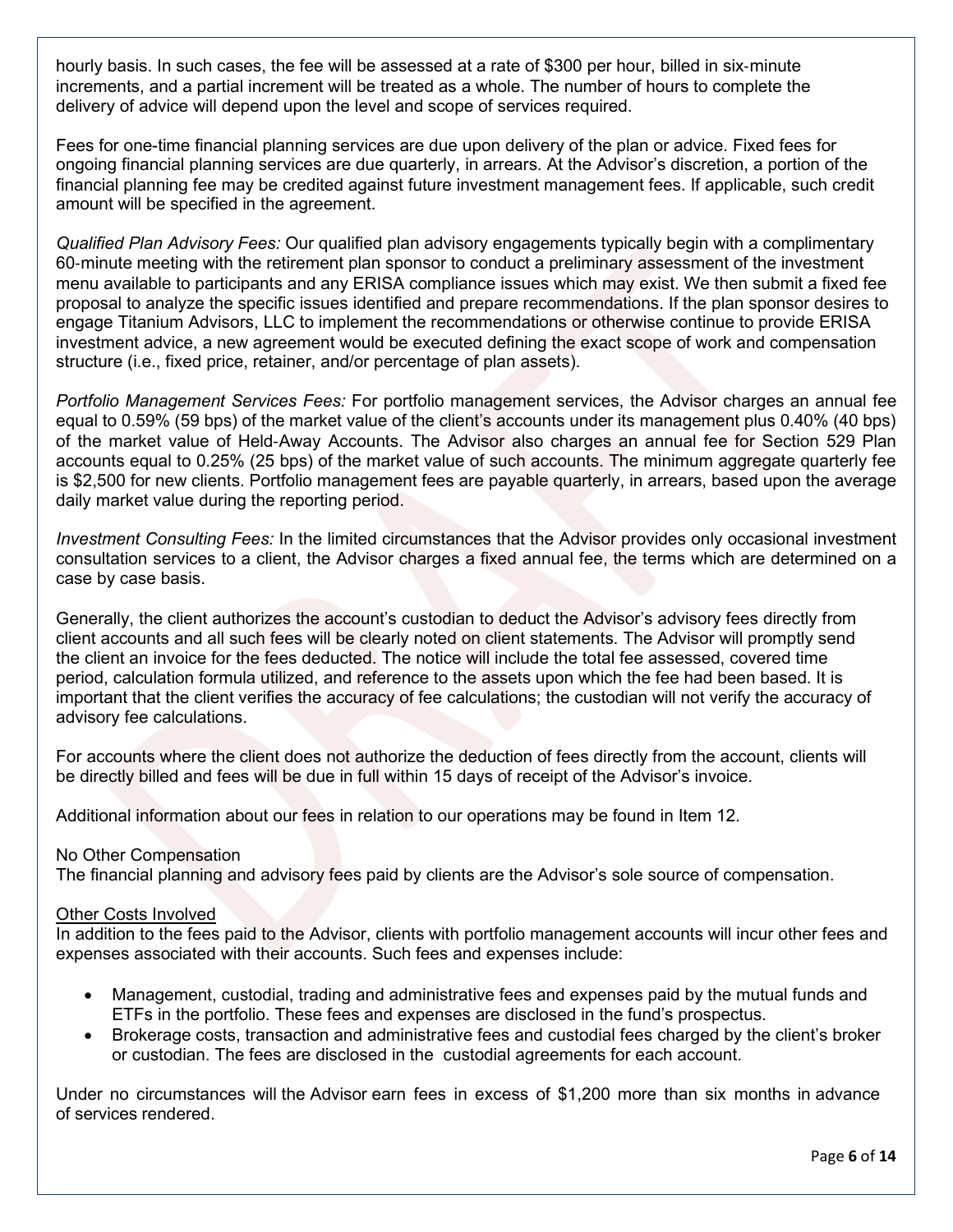hourly basis. In such cases, the fee will be assessed at a rate of $300 per hour, billed in six-minute increments, and a partial increment will be treated as a whole. The number of hours to complete the delivery of advice will depend upon the level and scope of services required.

Fees for one-time financial planning services are due upon delivery of the plan or advice. Fixed fees for ongoing financial planning services are due quarterly, in arrears. At the Advisor's discretion, a portion of the financial planning fee may be credited against future investment management fees. If applicable, such credit amount will be specified in the agreement.

*Qualified Plan Advisory Fees:* Our qualified plan advisory engagements typically begin with a complimentary 60-minute meeting with the retirement plan sponsor to conduct a preliminary assessment of the investment menu available to participants and any ERISA compliance issues which may exist. We then submit a fixed fee proposal to analyze the specific issues identified and prepare recommendations. If the plan sponsor desires to engage Titanium Advisors, LLC to implement the recommendations or otherwise continue to provide ERISA investment advice, a new agreement would be executed defining the exact scope of work and compensation structure (i.e., fixed price, retainer, and/or percentage of plan assets).

*Portfolio Management Services Fees:* For portfolio management services, the Advisor charges an annual fee equal to 0.59% (59 bps) of the market value of the client's accounts under its management plus 0.40% (40 bps) of the market value of Held-Away Accounts. The Advisor also charges an annual fee for Section 529 Plan accounts equal to 0.25% (25 bps) of the market value of such accounts. The minimum aggregate quarterly fee is $2,500 for new clients. Portfolio management fees are payable quarterly, in arrears, based upon the average daily market value during the reporting period.

*Investment Consulting Fees:* In the limited circumstances that the Advisor provides only occasional investment consultation services to a client, the Advisor charges a fixed annual fee, the terms which are determined on a case by case basis.

Generally, the client authorizes the account's custodian to deduct the Advisor's advisory fees directly from client accounts and all such fees will be clearly noted on client statements. The Advisor will promptly send the client an invoice for the fees deducted. The notice will include the total fee assessed, covered time period, calculation formula utilized, and reference to the assets upon which the fee had been based. It is important that the client verifies the accuracy of fee calculations; the custodian will not verify the accuracy of advisory fee calculations.

For accounts where the client does not authorize the deduction of fees directly from the account, clients will be directly billed and fees will be due in full within 15 days of receipt of the Advisor's invoice.

Additional information about our fees in relation to our operations may be found in Item 12.

No Other Compensation

The financial planning and advisory fees paid by clients are the Advisor's sole source of compensation.

<u>Other Costs Involved</u>

In addition to the fees paid to the Advisor, clients with portfolio management accounts will incur other fees and expenses associated with their accounts. Such fees and expenses include:

- Management, custodial, trading and administrative fees and expenses paid by the mutual funds and ETFs in the portfolio. These fees and expenses are disclosed in the fund's prospectus.
- Brokerage costs, transaction and administrative fees and custodial fees charged by the client's broker or custodian. The fees are disclosed in the custodial agreements for each account.

Under no circumstances will the Advisor earn fees in excess of $1,200 more than six months in advance of services rendered.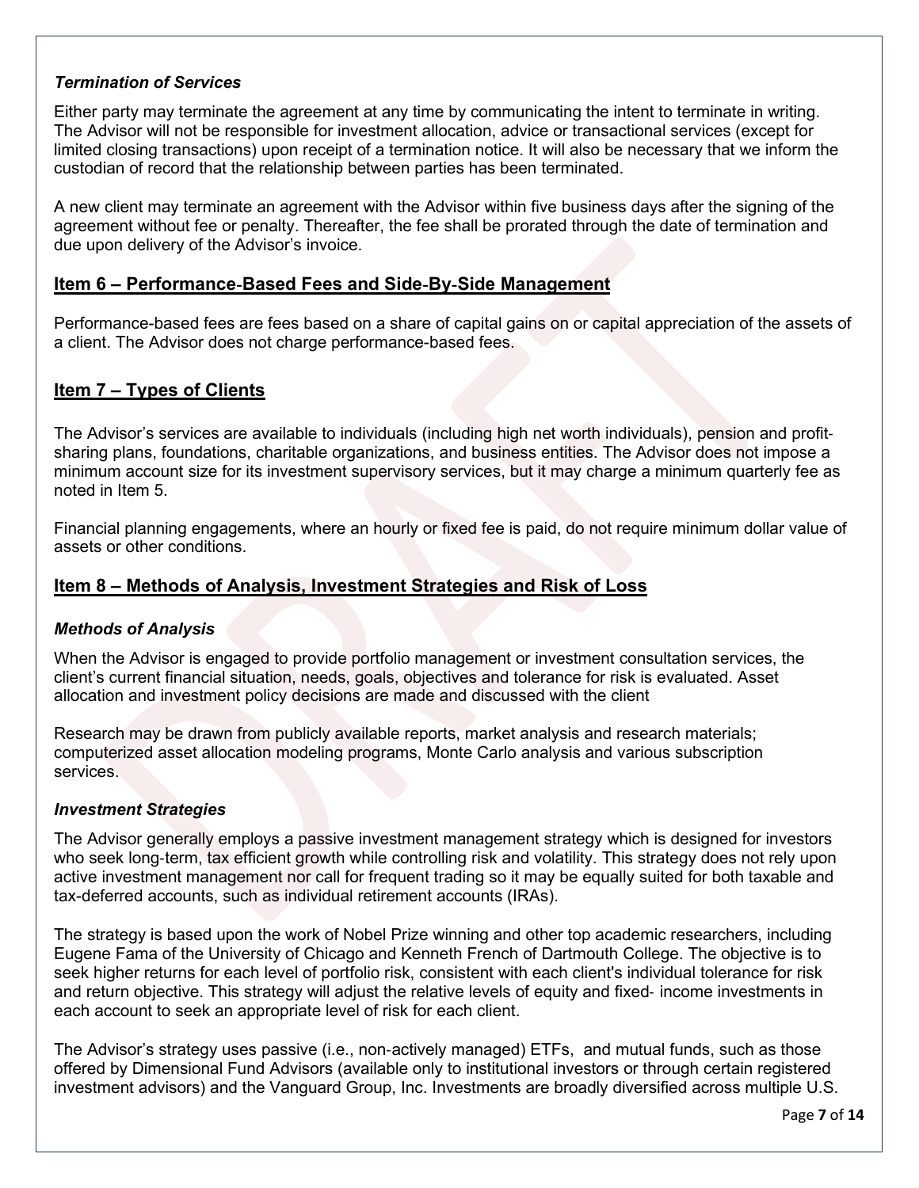### *Termination of Services*

Either party may terminate the agreement at any time by communicating the intent to terminate in writing. The Advisor will not be responsible for investment allocation, advice or transactional services (except for limited closing transactions) upon receipt of a termination notice. It will also be necessary that we inform the custodian of record that the relationship between parties has been terminated.

A new client may terminate an agreement with the Advisor within five business days after the signing of the agreement without fee or penalty. Thereafter, the fee shall be prorated through the date of termination and due upon delivery of the Advisor's invoice.

## Item 6 – Performance-Based Fees and Side-By-Side Management

Performance-based fees are fees based on a share of capital gains on or capital appreciation of the assets of a client. The Advisor does not charge performance-based fees.

## Item 7 – Types of Clients

The Advisor's services are available to individuals (including high net worth individuals), pension and profit-sharing plans, foundations, charitable organizations, and business entities. The Advisor does not impose a minimum account size for its investment supervisory services, but it may charge a minimum quarterly fee as noted in Item 5.

Financial planning engagements, where an hourly or fixed fee is paid, do not require minimum dollar value of assets or other conditions.

## Item 8 – Methods of Analysis, Investment Strategies and Risk of Loss

### *Methods of Analysis*

When the Advisor is engaged to provide portfolio management or investment consultation services, the client's current financial situation, needs, goals, objectives and tolerance for risk is evaluated. Asset allocation and investment policy decisions are made and discussed with the client

Research may be drawn from publicly available reports, market analysis and research materials; computerized asset allocation modeling programs, Monte Carlo analysis and various subscription services.

### *Investment Strategies*

The Advisor generally employs a passive investment management strategy which is designed for investors who seek long-term, tax efficient growth while controlling risk and volatility. This strategy does not rely upon active investment management nor call for frequent trading so it may be equally suited for both taxable and tax-deferred accounts, such as individual retirement accounts (IRAs).

The strategy is based upon the work of Nobel Prize winning and other top academic researchers, including Eugene Fama of the University of Chicago and Kenneth French of Dartmouth College. The objective is to seek higher returns for each level of portfolio risk, consistent with each client's individual tolerance for risk and return objective. This strategy will adjust the relative levels of equity and fixed- income investments in each account to seek an appropriate level of risk for each client.

The Advisor's strategy uses passive (i.e., non-actively managed) ETFs, and mutual funds, such as those offered by Dimensional Fund Advisors (available only to institutional investors or through certain registered investment advisors) and the Vanguard Group, Inc. Investments are broadly diversified across multiple U.S.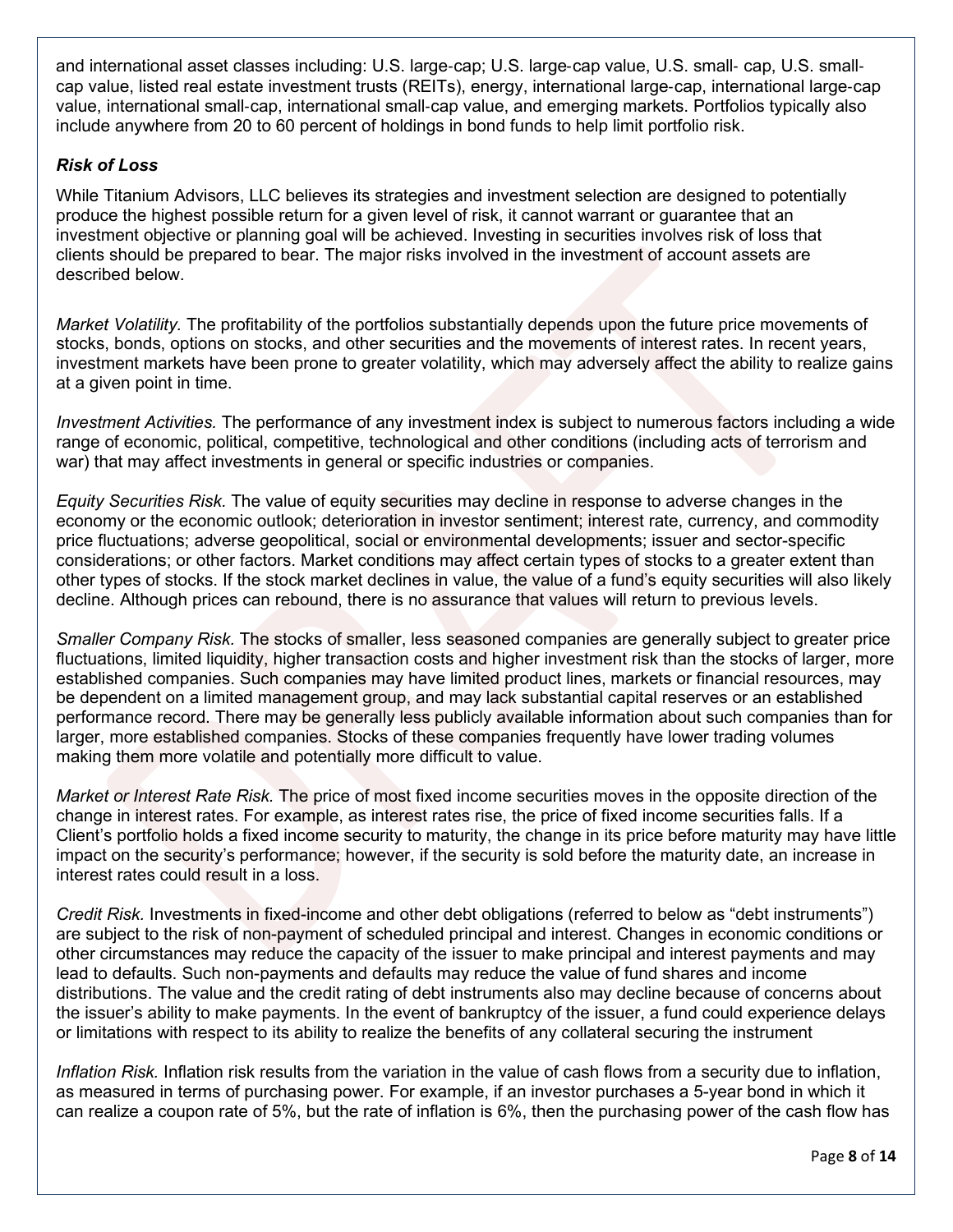and international asset classes including: U.S. large-cap; U.S. large-cap value, U.S. small- cap, U.S. small-cap value, listed real estate investment trusts (REITs), energy, international large-cap, international large-cap value, international small-cap, international small-cap value, and emerging markets. Portfolios typically also include anywhere from 20 to 60 percent of holdings in bond funds to help limit portfolio risk.

### *Risk of Loss*

While Titanium Advisors, LLC believes its strategies and investment selection are designed to potentially produce the highest possible return for a given level of risk, it cannot warrant or guarantee that an investment objective or planning goal will be achieved. Investing in securities involves risk of loss that clients should be prepared to bear. The major risks involved in the investment of account assets are described below.

*Market Volatility.* The profitability of the portfolios substantially depends upon the future price movements of stocks, bonds, options on stocks, and other securities and the movements of interest rates. In recent years, investment markets have been prone to greater volatility, which may adversely affect the ability to realize gains at a given point in time.

*Investment Activities.* The performance of any investment index is subject to numerous factors including a wide range of economic, political, competitive, technological and other conditions (including acts of terrorism and war) that may affect investments in general or specific industries or companies.

*Equity Securities Risk.* The value of equity securities may decline in response to adverse changes in the economy or the economic outlook; deterioration in investor sentiment; interest rate, currency, and commodity price fluctuations; adverse geopolitical, social or environmental developments; issuer and sector-specific considerations; or other factors. Market conditions may affect certain types of stocks to a greater extent than other types of stocks. If the stock market declines in value, the value of a fund's equity securities will also likely decline. Although prices can rebound, there is no assurance that values will return to previous levels.

*Smaller Company Risk.* The stocks of smaller, less seasoned companies are generally subject to greater price fluctuations, limited liquidity, higher transaction costs and higher investment risk than the stocks of larger, more established companies. Such companies may have limited product lines, markets or financial resources, may be dependent on a limited management group, and may lack substantial capital reserves or an established performance record. There may be generally less publicly available information about such companies than for larger, more established companies. Stocks of these companies frequently have lower trading volumes making them more volatile and potentially more difficult to value.

*Market or Interest Rate Risk.* The price of most fixed income securities moves in the opposite direction of the change in interest rates. For example, as interest rates rise, the price of fixed income securities falls. If a Client's portfolio holds a fixed income security to maturity, the change in its price before maturity may have little impact on the security's performance; however, if the security is sold before the maturity date, an increase in interest rates could result in a loss.

*Credit Risk.* Investments in fixed-income and other debt obligations (referred to below as "debt instruments") are subject to the risk of non-payment of scheduled principal and interest. Changes in economic conditions or other circumstances may reduce the capacity of the issuer to make principal and interest payments and may lead to defaults. Such non-payments and defaults may reduce the value of fund shares and income distributions. The value and the credit rating of debt instruments also may decline because of concerns about the issuer's ability to make payments. In the event of bankruptcy of the issuer, a fund could experience delays or limitations with respect to its ability to realize the benefits of any collateral securing the instrument

*Inflation Risk.* Inflation risk results from the variation in the value of cash flows from a security due to inflation, as measured in terms of purchasing power. For example, if an investor purchases a 5-year bond in which it can realize a coupon rate of 5%, but the rate of inflation is 6%, then the purchasing power of the cash flow has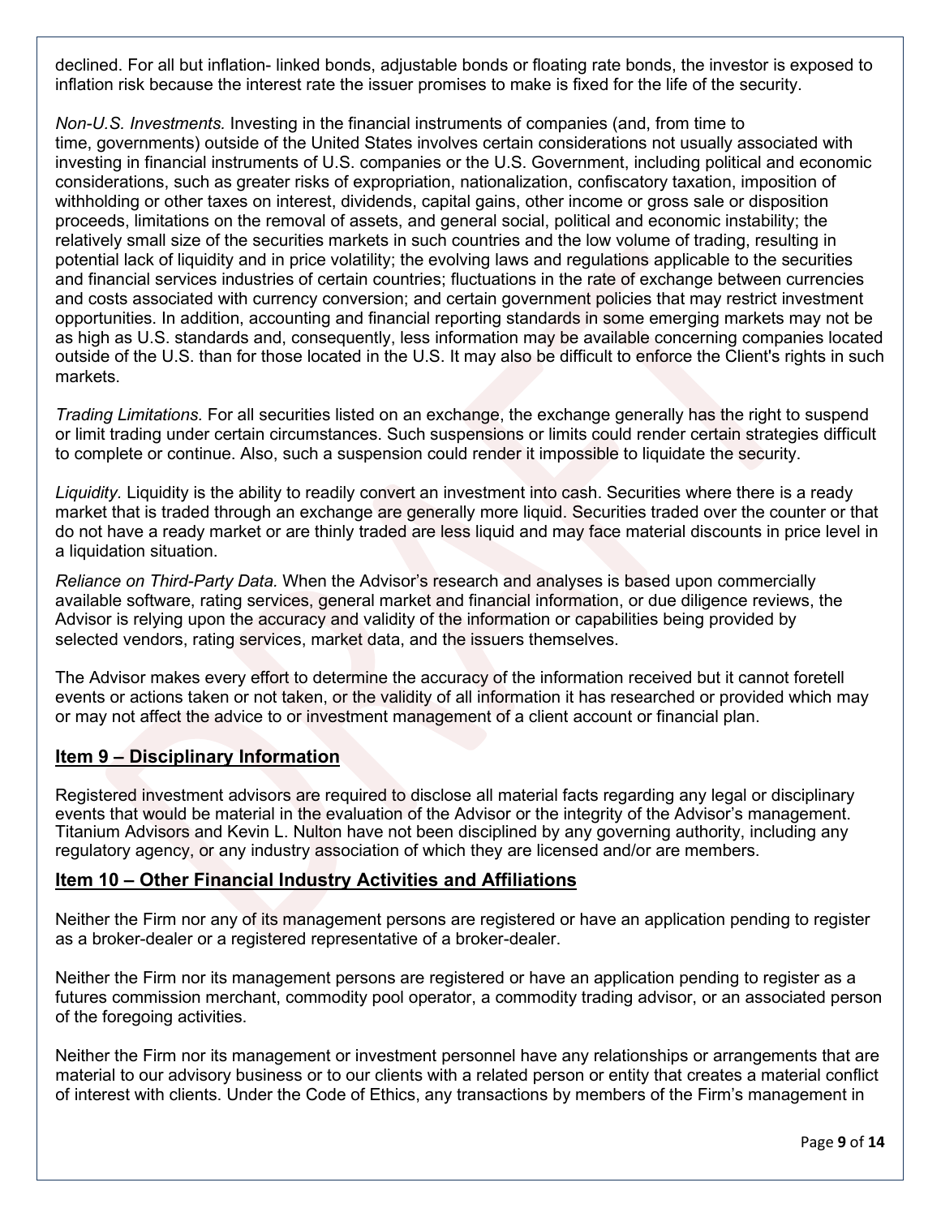declined. For all but inflation- linked bonds, adjustable bonds or floating rate bonds, the investor is exposed to inflation risk because the interest rate the issuer promises to make is fixed for the life of the security.

*Non-U.S. Investments.* Investing in the financial instruments of companies (and, from time to time, governments) outside of the United States involves certain considerations not usually associated with investing in financial instruments of U.S. companies or the U.S. Government, including political and economic considerations, such as greater risks of expropriation, nationalization, confiscatory taxation, imposition of withholding or other taxes on interest, dividends, capital gains, other income or gross sale or disposition proceeds, limitations on the removal of assets, and general social, political and economic instability; the relatively small size of the securities markets in such countries and the low volume of trading, resulting in potential lack of liquidity and in price volatility; the evolving laws and regulations applicable to the securities and financial services industries of certain countries; fluctuations in the rate of exchange between currencies and costs associated with currency conversion; and certain government policies that may restrict investment opportunities. In addition, accounting and financial reporting standards in some emerging markets may not be as high as U.S. standards and, consequently, less information may be available concerning companies located outside of the U.S. than for those located in the U.S. It may also be difficult to enforce the Client's rights in such markets.

*Trading Limitations.* For all securities listed on an exchange, the exchange generally has the right to suspend or limit trading under certain circumstances. Such suspensions or limits could render certain strategies difficult to complete or continue. Also, such a suspension could render it impossible to liquidate the security.

*Liquidity.* Liquidity is the ability to readily convert an investment into cash. Securities where there is a ready market that is traded through an exchange are generally more liquid. Securities traded over the counter or that do not have a ready market or are thinly traded are less liquid and may face material discounts in price level in a liquidation situation.

*Reliance on Third-Party Data.* When the Advisor's research and analyses is based upon commercially available software, rating services, general market and financial information, or due diligence reviews, the Advisor is relying upon the accuracy and validity of the information or capabilities being provided by selected vendors, rating services, market data, and the issuers themselves.

The Advisor makes every effort to determine the accuracy of the information received but it cannot foretell events or actions taken or not taken, or the validity of all information it has researched or provided which may or may not affect the advice to or investment management of a client account or financial plan.

## Item 9 – Disciplinary Information

Registered investment advisors are required to disclose all material facts regarding any legal or disciplinary events that would be material in the evaluation of the Advisor or the integrity of the Advisor's management. Titanium Advisors and Kevin L. Nulton have not been disciplined by any governing authority, including any regulatory agency, or any industry association of which they are licensed and/or are members.

## Item 10 – Other Financial Industry Activities and Affiliations

Neither the Firm nor any of its management persons are registered or have an application pending to register as a broker-dealer or a registered representative of a broker-dealer.

Neither the Firm nor its management persons are registered or have an application pending to register as a futures commission merchant, commodity pool operator, a commodity trading advisor, or an associated person of the foregoing activities.

Neither the Firm nor its management or investment personnel have any relationships or arrangements that are material to our advisory business or to our clients with a related person or entity that creates a material conflict of interest with clients. Under the Code of Ethics, any transactions by members of the Firm's management in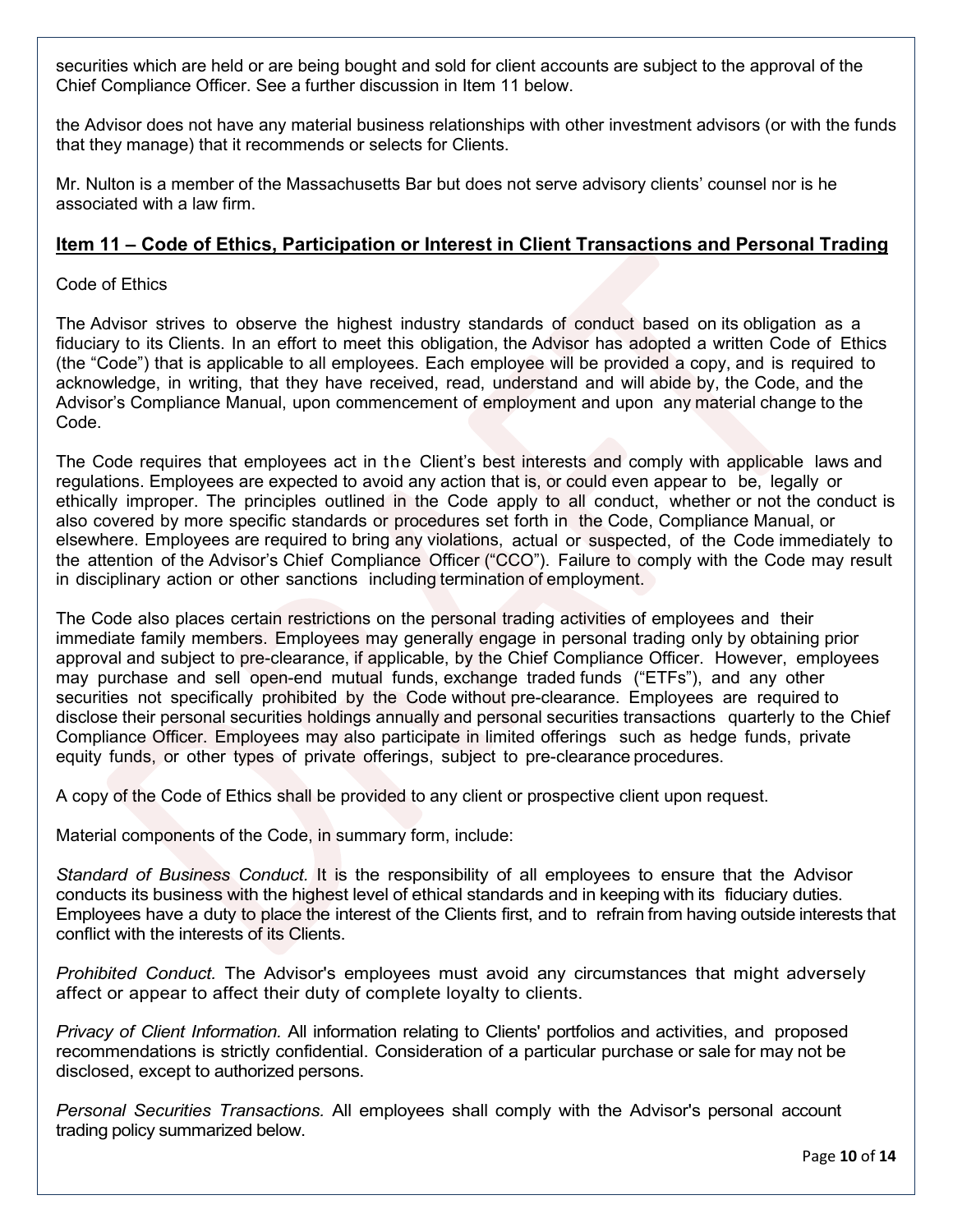securities which are held or are being bought and sold for client accounts are subject to the approval of the Chief Compliance Officer. See a further discussion in Item 11 below.

the Advisor does not have any material business relationships with other investment advisors (or with the funds that they manage) that it recommends or selects for Clients.

Mr. Nulton is a member of the Massachusetts Bar but does not serve advisory clients' counsel nor is he associated with a law firm.

## Item 11 – Code of Ethics, Participation or Interest in Client Transactions and Personal Trading

Code of Ethics

The Advisor strives to observe the highest industry standards of conduct based on its obligation as a fiduciary to its Clients. In an effort to meet this obligation, the Advisor has adopted a written Code of Ethics (the "Code") that is applicable to all employees. Each employee will be provided a copy, and is required to acknowledge, in writing, that they have received, read, understand and will abide by, the Code, and the Advisor's Compliance Manual, upon commencement of employment and upon any material change to the Code.

The Code requires that employees act in the Client's best interests and comply with applicable laws and regulations. Employees are expected to avoid any action that is, or could even appear to be, legally or ethically improper. The principles outlined in the Code apply to all conduct, whether or not the conduct is also covered by more specific standards or procedures set forth in the Code, Compliance Manual, or elsewhere. Employees are required to bring any violations, actual or suspected, of the Code immediately to the attention of the Advisor's Chief Compliance Officer ("CCO"). Failure to comply with the Code may result in disciplinary action or other sanctions including termination of employment.

The Code also places certain restrictions on the personal trading activities of employees and their immediate family members. Employees may generally engage in personal trading only by obtaining prior approval and subject to pre-clearance, if applicable, by the Chief Compliance Officer. However, employees may purchase and sell open-end mutual funds, exchange traded funds ("ETFs"), and any other securities not specifically prohibited by the Code without pre-clearance. Employees are required to disclose their personal securities holdings annually and personal securities transactions quarterly to the Chief Compliance Officer. Employees may also participate in limited offerings such as hedge funds, private equity funds, or other types of private offerings, subject to pre-clearance procedures.

A copy of the Code of Ethics shall be provided to any client or prospective client upon request.

Material components of the Code, in summary form, include:

*Standard of Business Conduct.* It is the responsibility of all employees to ensure that the Advisor conducts its business with the highest level of ethical standards and in keeping with its fiduciary duties. Employees have a duty to place the interest of the Clients first, and to refrain from having outside interests that conflict with the interests of its Clients.

*Prohibited Conduct.* The Advisor's employees must avoid any circumstances that might adversely affect or appear to affect their duty of complete loyalty to clients.

*Privacy of Client Information.* All information relating to Clients' portfolios and activities, and proposed recommendations is strictly confidential. Consideration of a particular purchase or sale for may not be disclosed, except to authorized persons.

*Personal Securities Transactions.* All employees shall comply with the Advisor's personal account trading policy summarized below.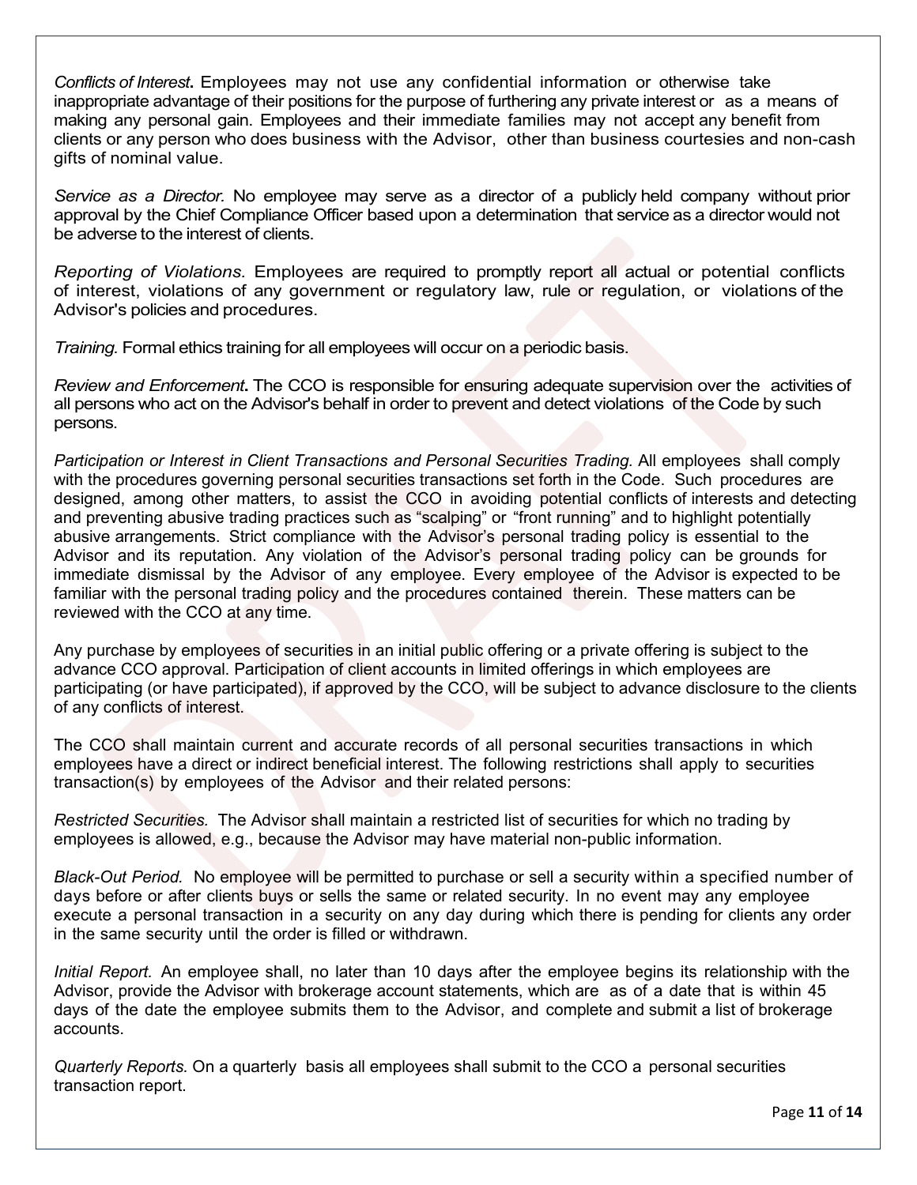*Conflicts of Interest***.** Employees may not use any confidential information or otherwise take inappropriate advantage of their positions for the purpose of furthering any private interest or as a means of making any personal gain. Employees and their immediate families may not accept any benefit from clients or any person who does business with the Advisor, other than business courtesies and non-cash gifts of nominal value.

*Service as a Director.* No employee may serve as a director of a publicly held company without prior approval by the Chief Compliance Officer based upon a determination that service as a director would not be adverse to the interest of clients.

*Reporting of Violations.* Employees are required to promptly report all actual or potential conflicts of interest, violations of any government or regulatory law, rule or regulation, or violations of the Advisor's policies and procedures.

*Training.* Formal ethics training for all employees will occur on a periodic basis.

*Review and Enforcement***.** The CCO is responsible for ensuring adequate supervision over the activities of all persons who act on the Advisor's behalf in order to prevent and detect violations of the Code by such persons.

*Participation or Interest in Client Transactions and Personal Securities Trading.* All employees shall comply with the procedures governing personal securities transactions set forth in the Code. Such procedures are designed, among other matters, to assist the CCO in avoiding potential conflicts of interests and detecting and preventing abusive trading practices such as "scalping" or "front running" and to highlight potentially abusive arrangements. Strict compliance with the Advisor's personal trading policy is essential to the Advisor and its reputation. Any violation of the Advisor's personal trading policy can be grounds for immediate dismissal by the Advisor of any employee. Every employee of the Advisor is expected to be familiar with the personal trading policy and the procedures contained therein. These matters can be reviewed with the CCO at any time.

Any purchase by employees of securities in an initial public offering or a private offering is subject to the advance CCO approval. Participation of client accounts in limited offerings in which employees are participating (or have participated), if approved by the CCO, will be subject to advance disclosure to the clients of any conflicts of interest.

The CCO shall maintain current and accurate records of all personal securities transactions in which employees have a direct or indirect beneficial interest. The following restrictions shall apply to securities transaction(s) by employees of the Advisor and their related persons:

*Restricted Securities.* The Advisor shall maintain a restricted list of securities for which no trading by employees is allowed, e.g., because the Advisor may have material non-public information.

*Black-Out Period.* No employee will be permitted to purchase or sell a security within a specified number of days before or after clients buys or sells the same or related security. In no event may any employee execute a personal transaction in a security on any day during which there is pending for clients any order in the same security until the order is filled or withdrawn.

*Initial Report.* An employee shall, no later than 10 days after the employee begins its relationship with the Advisor, provide the Advisor with brokerage account statements, which are as of a date that is within 45 days of the date the employee submits them to the Advisor, and complete and submit a list of brokerage accounts.

*Quarterly Reports.* On a quarterly basis all employees shall submit to the CCO a personal securities transaction report.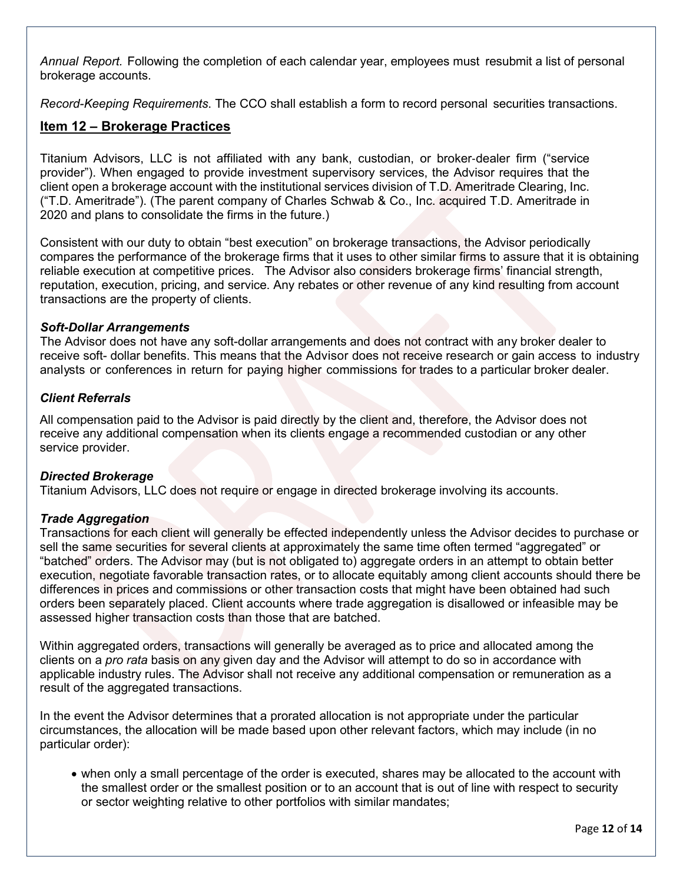*Annual Report.* Following the completion of each calendar year, employees must resubmit a list of personal brokerage accounts.

*Record-Keeping Requirements*. The CCO shall establish a form to record personal securities transactions.

## Item 12 – Brokerage Practices

Titanium Advisors, LLC is not affiliated with any bank, custodian, or broker-dealer firm ("service provider"). When engaged to provide investment supervisory services, the Advisor requires that the client open a brokerage account with the institutional services division of T.D. Ameritrade Clearing, Inc. ("T.D. Ameritrade"). (The parent company of Charles Schwab & Co., Inc. acquired T.D. Ameritrade in 2020 and plans to consolidate the firms in the future.)

Consistent with our duty to obtain "best execution" on brokerage transactions, the Advisor periodically compares the performance of the brokerage firms that it uses to other similar firms to assure that it is obtaining reliable execution at competitive prices. The Advisor also considers brokerage firms' financial strength, reputation, execution, pricing, and service. Any rebates or other revenue of any kind resulting from account transactions are the property of clients.

### *Soft-Dollar Arrangements*

The Advisor does not have any soft-dollar arrangements and does not contract with any broker dealer to receive soft- dollar benefits. This means that the Advisor does not receive research or gain access to industry analysts or conferences in return for paying higher commissions for trades to a particular broker dealer.

### *Client Referrals*

All compensation paid to the Advisor is paid directly by the client and, therefore, the Advisor does not receive any additional compensation when its clients engage a recommended custodian or any other service provider.

### *Directed Brokerage*

Titanium Advisors, LLC does not require or engage in directed brokerage involving its accounts.

### *Trade Aggregation*

Transactions for each client will generally be effected independently unless the Advisor decides to purchase or sell the same securities for several clients at approximately the same time often termed "aggregated" or "batched" orders. The Advisor may (but is not obligated to) aggregate orders in an attempt to obtain better execution, negotiate favorable transaction rates, or to allocate equitably among client accounts should there be differences in prices and commissions or other transaction costs that might have been obtained had such orders been separately placed. Client accounts where trade aggregation is disallowed or infeasible may be assessed higher transaction costs than those that are batched.

Within aggregated orders, transactions will generally be averaged as to price and allocated among the clients on a *pro rata* basis on any given day and the Advisor will attempt to do so in accordance with applicable industry rules. The Advisor shall not receive any additional compensation or remuneration as a result of the aggregated transactions.

In the event the Advisor determines that a prorated allocation is not appropriate under the particular circumstances, the allocation will be made based upon other relevant factors, which may include (in no particular order):

- when only a small percentage of the order is executed, shares may be allocated to the account with the smallest order or the smallest position or to an account that is out of line with respect to security or sector weighting relative to other portfolios with similar mandates;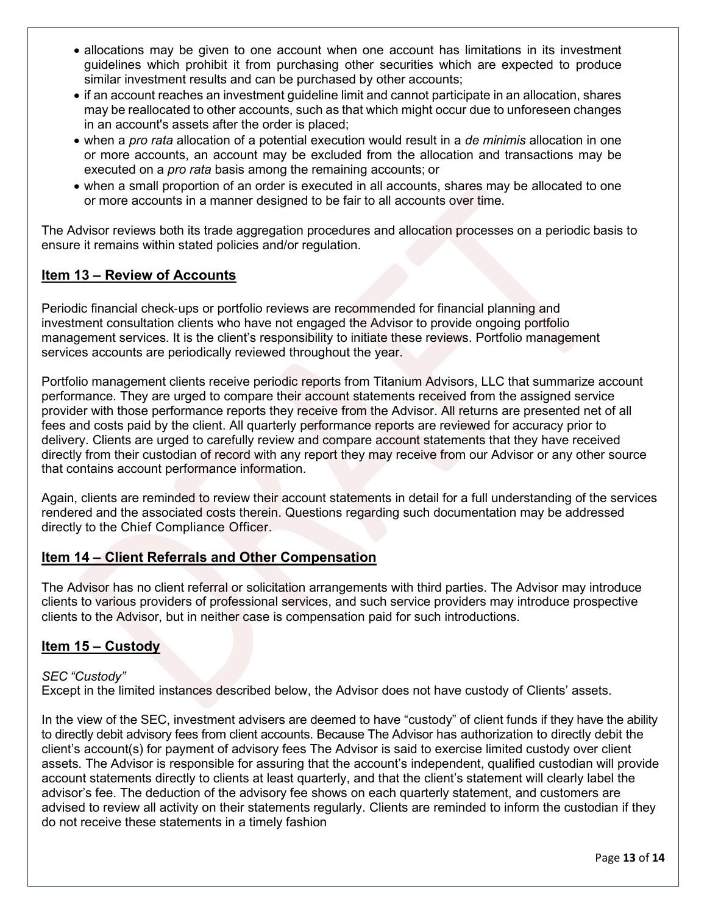- allocations may be given to one account when one account has limitations in its investment guidelines which prohibit it from purchasing other securities which are expected to produce similar investment results and can be purchased by other accounts;
- if an account reaches an investment guideline limit and cannot participate in an allocation, shares may be reallocated to other accounts, such as that which might occur due to unforeseen changes in an account's assets after the order is placed;
- when a *pro rata* allocation of a potential execution would result in a *de minimis* allocation in one or more accounts, an account may be excluded from the allocation and transactions may be executed on a *pro rata* basis among the remaining accounts; or
- when a small proportion of an order is executed in all accounts, shares may be allocated to one or more accounts in a manner designed to be fair to all accounts over time.

The Advisor reviews both its trade aggregation procedures and allocation processes on a periodic basis to ensure it remains within stated policies and/or regulation.

## Item 13 – Review of Accounts

Periodic financial check-ups or portfolio reviews are recommended for financial planning and investment consultation clients who have not engaged the Advisor to provide ongoing portfolio management services. It is the client's responsibility to initiate these reviews. Portfolio management services accounts are periodically reviewed throughout the year.

Portfolio management clients receive periodic reports from Titanium Advisors, LLC that summarize account performance. They are urged to compare their account statements received from the assigned service provider with those performance reports they receive from the Advisor. All returns are presented net of all fees and costs paid by the client. All quarterly performance reports are reviewed for accuracy prior to delivery. Clients are urged to carefully review and compare account statements that they have received directly from their custodian of record with any report they may receive from our Advisor or any other source that contains account performance information.

Again, clients are reminded to review their account statements in detail for a full understanding of the services rendered and the associated costs therein. Questions regarding such documentation may be addressed directly to the Chief Compliance Officer.

## Item 14 – Client Referrals and Other Compensation

The Advisor has no client referral or solicitation arrangements with third parties. The Advisor may introduce clients to various providers of professional services, and such service providers may introduce prospective clients to the Advisor, but in neither case is compensation paid for such introductions.

## Item 15 – Custody

*SEC "Custody"*
Except in the limited instances described below, the Advisor does not have custody of Clients' assets.

In the view of the SEC, investment advisers are deemed to have "custody" of client funds if they have the ability to directly debit advisory fees from client accounts. Because The Advisor has authorization to directly debit the client's account(s) for payment of advisory fees The Advisor is said to exercise limited custody over client assets. The Advisor is responsible for assuring that the account's independent, qualified custodian will provide account statements directly to clients at least quarterly, and that the client's statement will clearly label the advisor's fee. The deduction of the advisory fee shows on each quarterly statement, and customers are advised to review all activity on their statements regularly. Clients are reminded to inform the custodian if they do not receive these statements in a timely fashion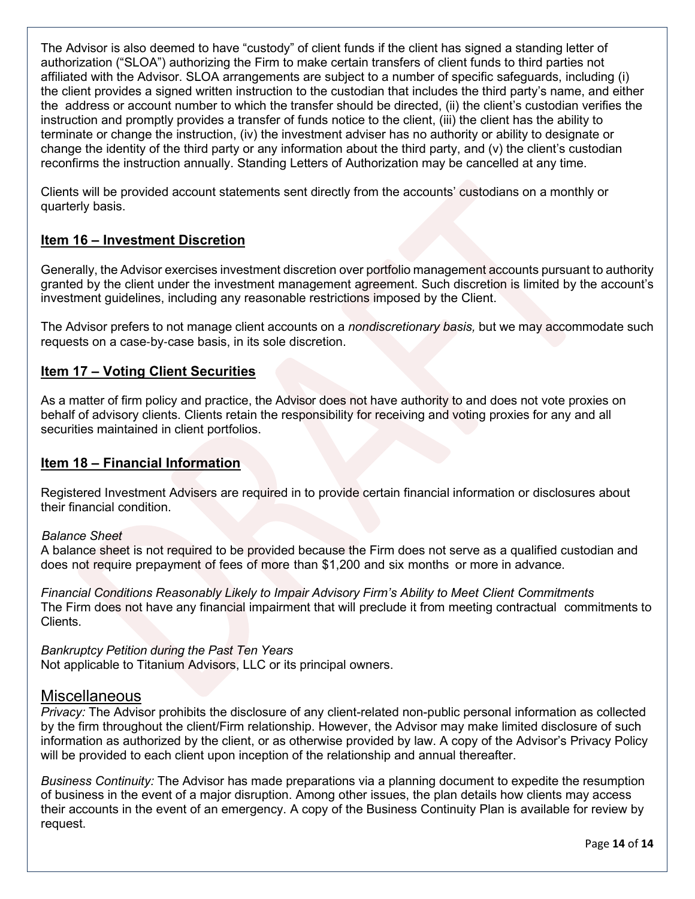The Advisor is also deemed to have "custody" of client funds if the client has signed a standing letter of authorization ("SLOA") authorizing the Firm to make certain transfers of client funds to third parties not affiliated with the Advisor. SLOA arrangements are subject to a number of specific safeguards, including (i) the client provides a signed written instruction to the custodian that includes the third party's name, and either the address or account number to which the transfer should be directed, (ii) the client's custodian verifies the instruction and promptly provides a transfer of funds notice to the client, (iii) the client has the ability to terminate or change the instruction, (iv) the investment adviser has no authority or ability to designate or change the identity of the third party or any information about the third party, and (v) the client's custodian reconfirms the instruction annually. Standing Letters of Authorization may be cancelled at any time.

Clients will be provided account statements sent directly from the accounts' custodians on a monthly or quarterly basis.

## Item 16 – Investment Discretion

Generally, the Advisor exercises investment discretion over portfolio management accounts pursuant to authority granted by the client under the investment management agreement. Such discretion is limited by the account's investment guidelines, including any reasonable restrictions imposed by the Client.

The Advisor prefers to not manage client accounts on a *nondiscretionary basis,* but we may accommodate such requests on a case-by-case basis, in its sole discretion.

## Item 17 – Voting Client Securities

As a matter of firm policy and practice, the Advisor does not have authority to and does not vote proxies on behalf of advisory clients. Clients retain the responsibility for receiving and voting proxies for any and all securities maintained in client portfolios.

## Item 18 – Financial Information

Registered Investment Advisers are required in to provide certain financial information or disclosures about their financial condition.

*Balance Sheet*
A balance sheet is not required to be provided because the Firm does not serve as a qualified custodian and does not require prepayment of fees of more than $1,200 and six months or more in advance.

*Financial Conditions Reasonably Likely to Impair Advisory Firm's Ability to Meet Client Commitments*
The Firm does not have any financial impairment that will preclude it from meeting contractual commitments to Clients.

*Bankruptcy Petition during the Past Ten Years*
Not applicable to Titanium Advisors, LLC or its principal owners.

## Miscellaneous

*Privacy:* The Advisor prohibits the disclosure of any client-related non-public personal information as collected by the firm throughout the client/Firm relationship. However, the Advisor may make limited disclosure of such information as authorized by the client, or as otherwise provided by law. A copy of the Advisor's Privacy Policy will be provided to each client upon inception of the relationship and annual thereafter.

*Business Continuity:* The Advisor has made preparations via a planning document to expedite the resumption of business in the event of a major disruption. Among other issues, the plan details how clients may access their accounts in the event of an emergency. A copy of the Business Continuity Plan is available for review by request.